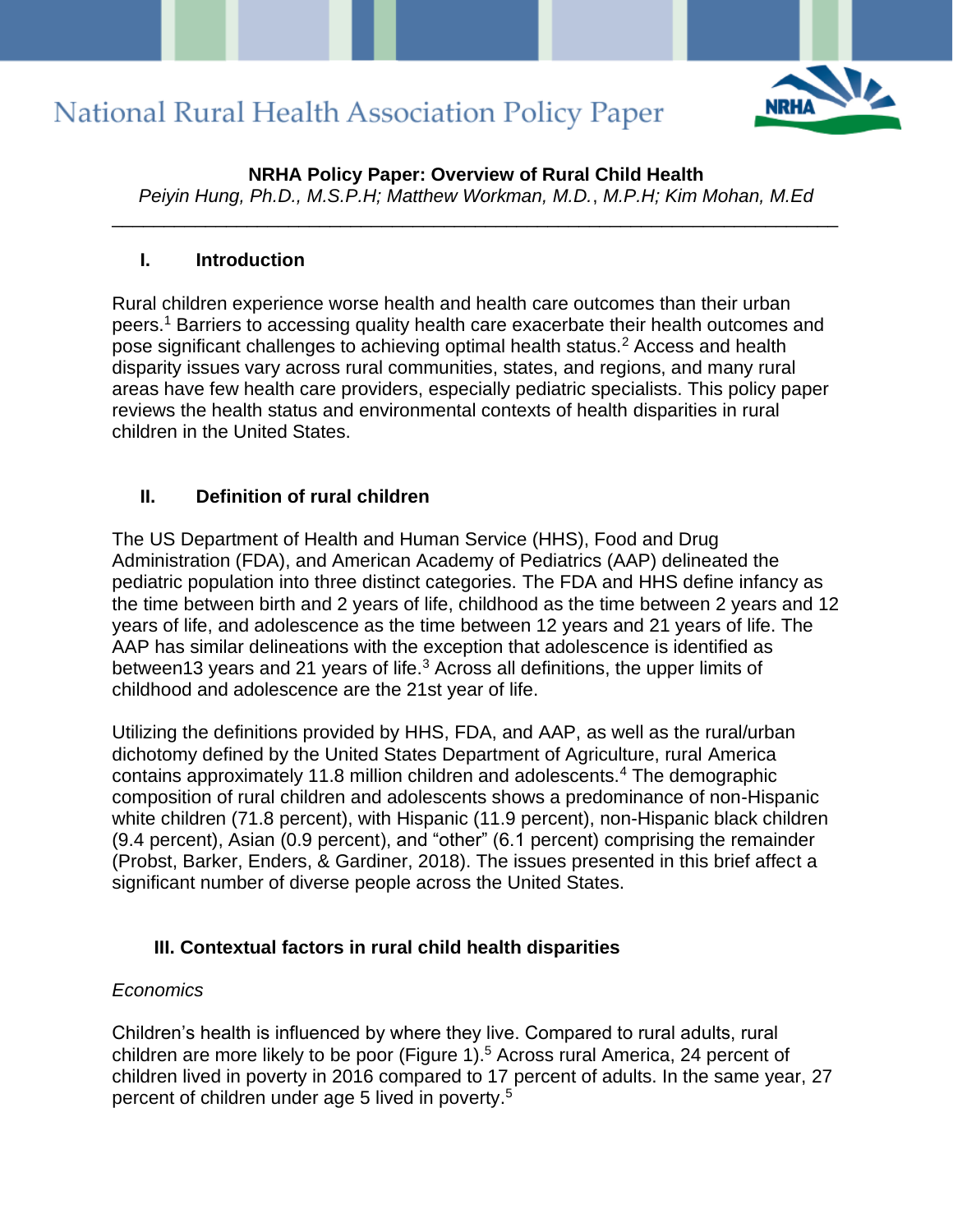# NRHA Policy Paper: Overview of Rural Child Health

*Peiyin Hung, Ph.D., M.S.P.H; Matthew Workman, M.D., M.P.H; Kim Mohan, M.Ed*

---

## I. Introduction

Rural children experience worse health and health care outcomes than their urban peers.[1] Barriers to accessing quality health care exacerbate their health outcomes and pose significant challenges to achieving optimal health status.[2] Access and health disparity issues vary across rural communities, states, and regions, and many rural areas have few health care providers, especially pediatric specialists. This policy paper reviews the health status and environmental contexts of health disparities in rural children in the United States.

## II. Definition of rural children

The US Department of Health and Human Service (HHS), Food and Drug Administration (FDA), and American Academy of Pediatrics (AAP) delineated the pediatric population into three distinct categories. The FDA and HHS define infancy as the time between birth and 2 years of life, childhood as the time between 2 years and 12 years of life, and adolescence as the time between 12 years and 21 years of life. The AAP has similar delineations with the exception that adolescence is identified as between13 years and 21 years of life.[3] Across all definitions, the upper limits of childhood and adolescence are the 21st year of life.

Utilizing the definitions provided by HHS, FDA, and AAP, as well as the rural/urban dichotomy defined by the United States Department of Agriculture, rural America contains approximately 11.8 million children and adolescents.[4] The demographic composition of rural children and adolescents shows a predominance of non-Hispanic white children (71.8 percent), with Hispanic (11.9 percent), non-Hispanic black children (9.4 percent), Asian (0.9 percent), and "other" (6.1 percent) comprising the remainder (Probst, Barker, Enders, & Gardiner, 2018). The issues presented in this brief affect a significant number of diverse people across the United States.

## III. Contextual factors in rural child health disparities

*Economics*

Children's health is influenced by where they live. Compared to rural adults, rural children are more likely to be poor (Figure 1).[5] Across rural America, 24 percent of children lived in poverty in 2016 compared to 17 percent of adults. In the same year, 27 percent of children under age 5 lived in poverty.[5]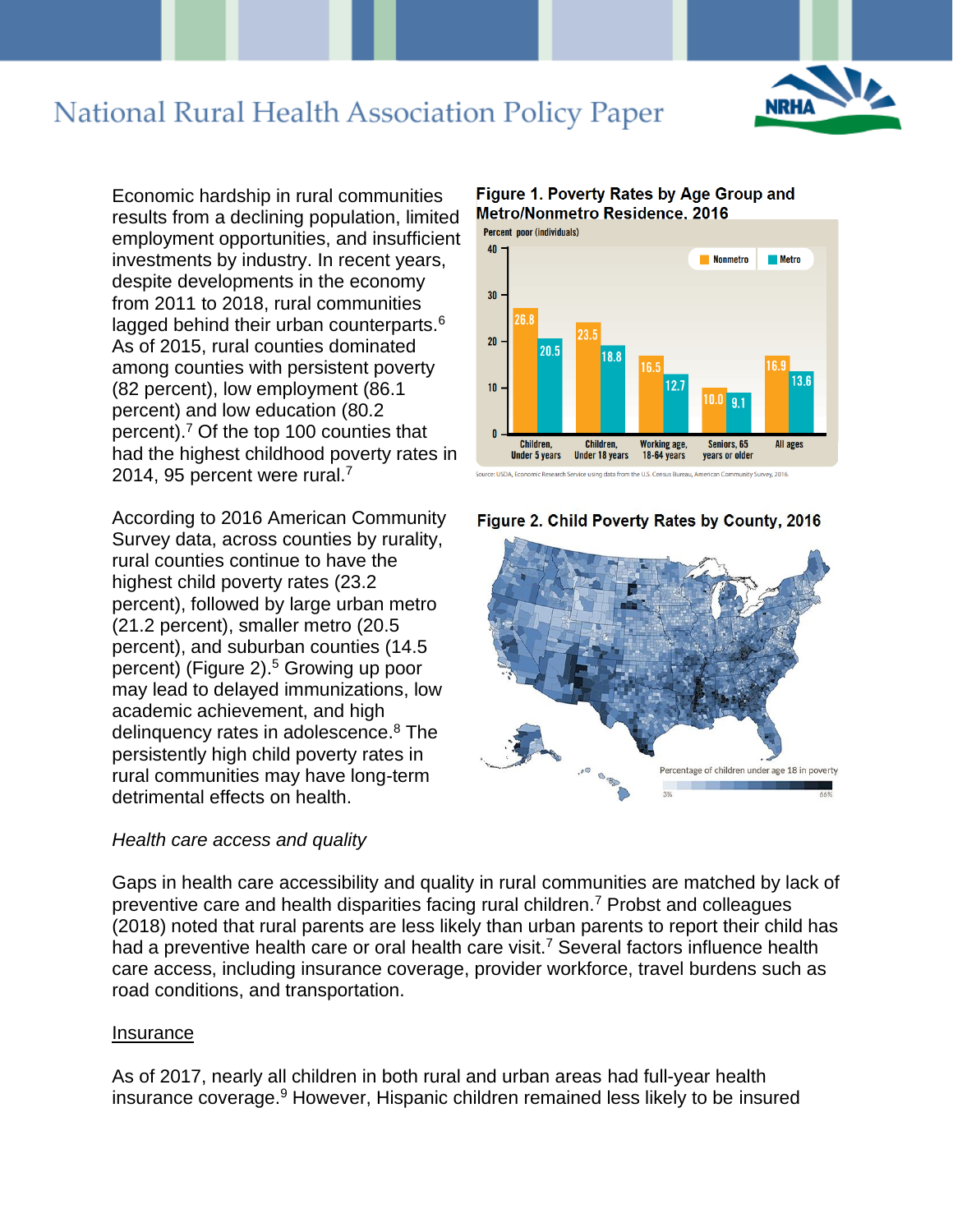Economic hardship in rural communities results from a declining population, limited employment opportunities, and insufficient investments by industry. In recent years, despite developments in the economy from 2011 to 2018, rural communities lagged behind their urban counterparts.[6] As of 2015, rural counties dominated among counties with persistent poverty (82 percent), low employment (86.1 percent) and low education (80.2 percent).[7] Of the top 100 counties that had the highest childhood poverty rates in 2014, 95 percent were rural.[7]

**Figure 1. Poverty Rates by Age Group and Metro/Nonmetro Residence, 2016**

| Percent poor (individuals) | Nonmetro | Metro |
|---|---|---|
| Children, Under 5 years | 26.8 | 20.5 |
| Children, Under 18 years | 23.5 | 18.8 |
| Working age, 18-64 years | 16.5 | 12.7 |
| Seniors, 65 years or older | 10.0 | 9.1 |
| All ages | 16.9 | 13.6 |

Source: USDA, Economic Research Service using data from the U.S. Census Bureau, American Community Survey, 2016.

According to 2016 American Community Survey data, across counties by rurality, rural counties continue to have the highest child poverty rates (23.2 percent), followed by large urban metro (21.2 percent), smaller metro (20.5 percent), and suburban counties (14.5 percent) (Figure 2).[5] Growing up poor may lead to delayed immunizations, low academic achievement, and high delinquency rates in adolescence.[8] The persistently high child poverty rates in rural communities may have long-term detrimental effects on health.

**Figure 2. Child Poverty Rates by County, 2016**

Percentage of children under age 18 in poverty (3% – 66%)

*Health care access and quality*

Gaps in health care accessibility and quality in rural communities are matched by lack of preventive care and health disparities facing rural children.[7] Probst and colleagues (2018) noted that rural parents are less likely than urban parents to report their child has had a preventive health care or oral health care visit.[7] Several factors influence health care access, including insurance coverage, provider workforce, travel burdens such as road conditions, and transportation.

<u>Insurance</u>

As of 2017, nearly all children in both rural and urban areas had full-year health insurance coverage.[9] However, Hispanic children remained less likely to be insured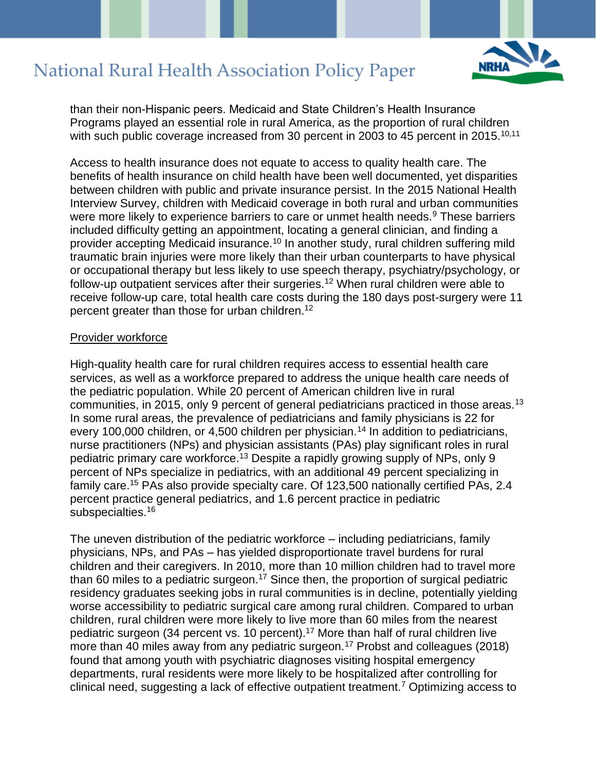than their non-Hispanic peers. Medicaid and State Children's Health Insurance Programs played an essential role in rural America, as the proportion of rural children with such public coverage increased from 30 percent in 2003 to 45 percent in 2015.[10,11]

Access to health insurance does not equate to access to quality health care. The benefits of health insurance on child health have been well documented, yet disparities between children with public and private insurance persist. In the 2015 National Health Interview Survey, children with Medicaid coverage in both rural and urban communities were more likely to experience barriers to care or unmet health needs.[9] These barriers included difficulty getting an appointment, locating a general clinician, and finding a provider accepting Medicaid insurance.[10] In another study, rural children suffering mild traumatic brain injuries were more likely than their urban counterparts to have physical or occupational therapy but less likely to use speech therapy, psychiatry/psychology, or follow-up outpatient services after their surgeries.[12] When rural children were able to receive follow-up care, total health care costs during the 180 days post-surgery were 11 percent greater than those for urban children.[12]

<u>Provider workforce</u>

High-quality health care for rural children requires access to essential health care services, as well as a workforce prepared to address the unique health care needs of the pediatric population. While 20 percent of American children live in rural communities, in 2015, only 9 percent of general pediatricians practiced in those areas.[13] In some rural areas, the prevalence of pediatricians and family physicians is 22 for every 100,000 children, or 4,500 children per physician.[14] In addition to pediatricians, nurse practitioners (NPs) and physician assistants (PAs) play significant roles in rural pediatric primary care workforce.[13] Despite a rapidly growing supply of NPs, only 9 percent of NPs specialize in pediatrics, with an additional 49 percent specializing in family care.[15] PAs also provide specialty care. Of 123,500 nationally certified PAs, 2.4 percent practice general pediatrics, and 1.6 percent practice in pediatric subspecialties.[16]

The uneven distribution of the pediatric workforce – including pediatricians, family physicians, NPs, and PAs – has yielded disproportionate travel burdens for rural children and their caregivers. In 2010, more than 10 million children had to travel more than 60 miles to a pediatric surgeon.[17] Since then, the proportion of surgical pediatric residency graduates seeking jobs in rural communities is in decline, potentially yielding worse accessibility to pediatric surgical care among rural children. Compared to urban children, rural children were more likely to live more than 60 miles from the nearest pediatric surgeon (34 percent vs. 10 percent).[17] More than half of rural children live more than 40 miles away from any pediatric surgeon.[17] Probst and colleagues (2018) found that among youth with psychiatric diagnoses visiting hospital emergency departments, rural residents were more likely to be hospitalized after controlling for clinical need, suggesting a lack of effective outpatient treatment.[7] Optimizing access to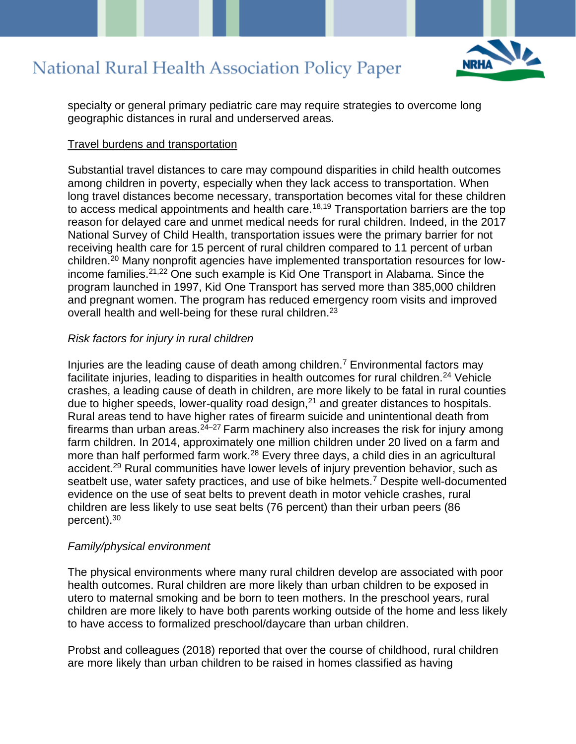specialty or general primary pediatric care may require strategies to overcome long geographic distances in rural and underserved areas.

Travel burdens and transportation

Substantial travel distances to care may compound disparities in child health outcomes among children in poverty, especially when they lack access to transportation. When long travel distances become necessary, transportation becomes vital for these children to access medical appointments and health care.[18,19] Transportation barriers are the top reason for delayed care and unmet medical needs for rural children. Indeed, in the 2017 National Survey of Child Health, transportation issues were the primary barrier for not receiving health care for 15 percent of rural children compared to 11 percent of urban children.[20] Many nonprofit agencies have implemented transportation resources for low-income families.[21,22] One such example is Kid One Transport in Alabama. Since the program launched in 1997, Kid One Transport has served more than 385,000 children and pregnant women. The program has reduced emergency room visits and improved overall health and well-being for these rural children.[23]

*Risk factors for injury in rural children*

Injuries are the leading cause of death among children.[7] Environmental factors may facilitate injuries, leading to disparities in health outcomes for rural children.[24] Vehicle crashes, a leading cause of death in children, are more likely to be fatal in rural counties due to higher speeds, lower-quality road design,[21] and greater distances to hospitals. Rural areas tend to have higher rates of firearm suicide and unintentional death from firearms than urban areas.[24–27] Farm machinery also increases the risk for injury among farm children. In 2014, approximately one million children under 20 lived on a farm and more than half performed farm work.[28] Every three days, a child dies in an agricultural accident.[29] Rural communities have lower levels of injury prevention behavior, such as seatbelt use, water safety practices, and use of bike helmets.[7] Despite well-documented evidence on the use of seat belts to prevent death in motor vehicle crashes, rural children are less likely to use seat belts (76 percent) than their urban peers (86 percent).[30]

*Family/physical environment*

The physical environments where many rural children develop are associated with poor health outcomes. Rural children are more likely than urban children to be exposed in utero to maternal smoking and be born to teen mothers. In the preschool years, rural children are more likely to have both parents working outside of the home and less likely to have access to formalized preschool/daycare than urban children.

Probst and colleagues (2018) reported that over the course of childhood, rural children are more likely than urban children to be raised in homes classified as having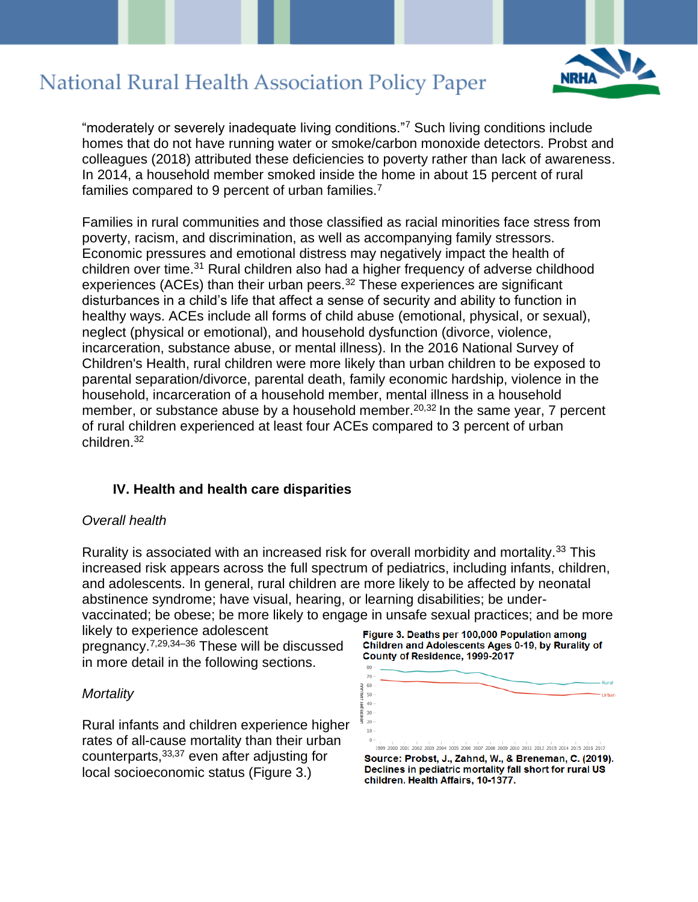"moderately or severely inadequate living conditions."[7] Such living conditions include homes that do not have running water or smoke/carbon monoxide detectors. Probst and colleagues (2018) attributed these deficiencies to poverty rather than lack of awareness. In 2014, a household member smoked inside the home in about 15 percent of rural families compared to 9 percent of urban families.[7]

Families in rural communities and those classified as racial minorities face stress from poverty, racism, and discrimination, as well as accompanying family stressors. Economic pressures and emotional distress may negatively impact the health of children over time.[31] Rural children also had a higher frequency of adverse childhood experiences (ACEs) than their urban peers.[32] These experiences are significant disturbances in a child's life that affect a sense of security and ability to function in healthy ways. ACEs include all forms of child abuse (emotional, physical, or sexual), neglect (physical or emotional), and household dysfunction (divorce, violence, incarceration, substance abuse, or mental illness). In the 2016 National Survey of Children's Health, rural children were more likely than urban children to be exposed to parental separation/divorce, parental death, family economic hardship, violence in the household, incarceration of a household member, mental illness in a household member, or substance abuse by a household member.[20,32] In the same year, 7 percent of rural children experienced at least four ACEs compared to 3 percent of urban children.[32]

## IV. Health and health care disparities

*Overall health*

Rurality is associated with an increased risk for overall morbidity and mortality.[33] This increased risk appears across the full spectrum of pediatrics, including infants, children, and adolescents. In general, rural children are more likely to be affected by neonatal abstinence syndrome; have visual, hearing, or learning disabilities; be under-vaccinated; be obese; be more likely to engage in unsafe sexual practices; and be more likely to experience adolescent pregnancy.[7,29,34–36] These will be discussed in more detail in the following sections.

*Mortality*

Rural infants and children experience higher rates of all-cause mortality than their urban counterparts,[33,37] even after adjusting for local socioeconomic status (Figure 3.)

**Figure 3. Deaths per 100,000 Population among Children and Adolescents Ages 0-19, by Rurality of County of Residence, 1999-2017**

**Source: Probst, J., Zahnd, W., & Breneman, C. (2019). Declines in pediatric mortality fall short for rural US children. Health Affairs, 10-1377.**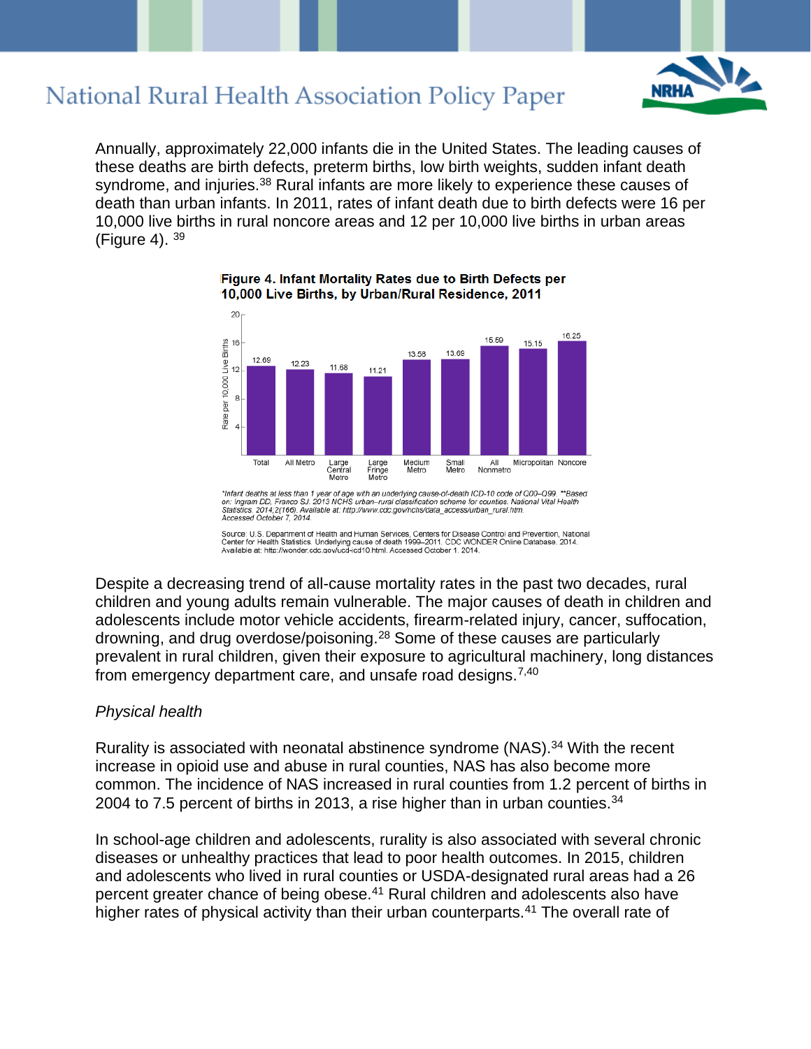Annually, approximately 22,000 infants die in the United States. The leading causes of these deaths are birth defects, preterm births, low birth weights, sudden infant death syndrome, and injuries.[38] Rural infants are more likely to experience these causes of death than urban infants. In 2011, rates of infant death due to birth defects were 16 per 10,000 live births in rural noncore areas and 12 per 10,000 live births in urban areas (Figure 4). [39]

**Figure 4. Infant Mortality Rates due to Birth Defects per 10,000 Live Births, by Urban/Rural Residence, 2011**

| Residence | Rate per 10,000 Live Births |
|---|---|
| Total | 12.69 |
| All Metro | 12.23 |
| Large Central Metro | 11.68 |
| Large Fringe Metro | 11.21 |
| Medium Metro | 13.58 |
| Small Metro | 13.69 |
| All Nonmetro | 15.59 |
| Micropolitan | 15.15 |
| Noncore | 16.25 |

*Infant deaths at less than 1 year of age with an underlying cause-of-death ICD-10 code of Q00–Q99. **Based on: Ingram DD, Franco SJ. 2013 NCHS urban–rural classification scheme for counties. National Vital Health Statistics. 2014;2(166). Available at: http://www.cdc.gov/nchs/data_access/urban_rural.htm. Accessed October 7, 2014.

Source: U.S. Department of Health and Human Services, Centers for Disease Control and Prevention, National Center for Health Statistics. Underlying cause of death 1999–2011. CDC WONDER Online Database. 2014. Available at: http://wonder.cdc.gov/ucd-icd10.html. Accessed October 1, 2014.

Despite a decreasing trend of all-cause mortality rates in the past two decades, rural children and young adults remain vulnerable. The major causes of death in children and adolescents include motor vehicle accidents, firearm-related injury, cancer, suffocation, drowning, and drug overdose/poisoning.[28] Some of these causes are particularly prevalent in rural children, given their exposure to agricultural machinery, long distances from emergency department care, and unsafe road designs.[7,40]

*Physical health*

Rurality is associated with neonatal abstinence syndrome (NAS).[34] With the recent increase in opioid use and abuse in rural counties, NAS has also become more common. The incidence of NAS increased in rural counties from 1.2 percent of births in 2004 to 7.5 percent of births in 2013, a rise higher than in urban counties.[34]

In school-age children and adolescents, rurality is also associated with several chronic diseases or unhealthy practices that lead to poor health outcomes. In 2015, children and adolescents who lived in rural counties or USDA-designated rural areas had a 26 percent greater chance of being obese.[41] Rural children and adolescents also have higher rates of physical activity than their urban counterparts.[41] The overall rate of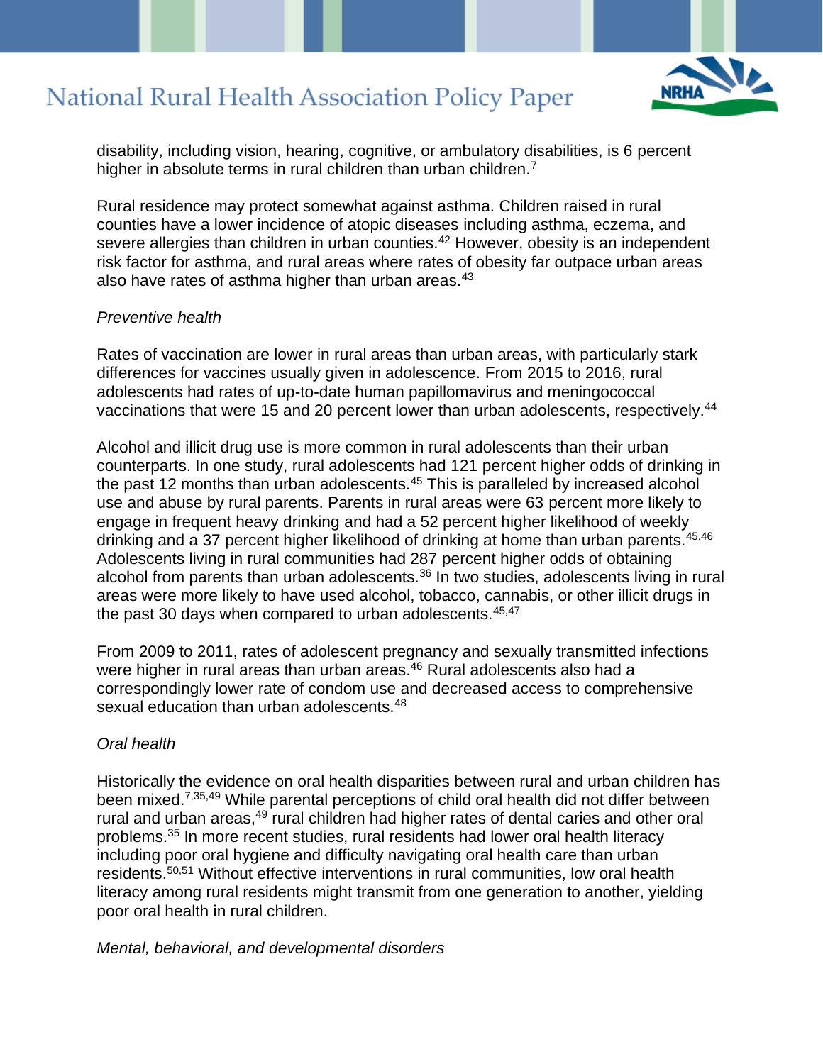disability, including vision, hearing, cognitive, or ambulatory disabilities, is 6 percent higher in absolute terms in rural children than urban children.[7]

Rural residence may protect somewhat against asthma. Children raised in rural counties have a lower incidence of atopic diseases including asthma, eczema, and severe allergies than children in urban counties.[42] However, obesity is an independent risk factor for asthma, and rural areas where rates of obesity far outpace urban areas also have rates of asthma higher than urban areas.[43]

*Preventive health*

Rates of vaccination are lower in rural areas than urban areas, with particularly stark differences for vaccines usually given in adolescence. From 2015 to 2016, rural adolescents had rates of up-to-date human papillomavirus and meningococcal vaccinations that were 15 and 20 percent lower than urban adolescents, respectively.[44]

Alcohol and illicit drug use is more common in rural adolescents than their urban counterparts. In one study, rural adolescents had 121 percent higher odds of drinking in the past 12 months than urban adolescents.[45] This is paralleled by increased alcohol use and abuse by rural parents. Parents in rural areas were 63 percent more likely to engage in frequent heavy drinking and had a 52 percent higher likelihood of weekly drinking and a 37 percent higher likelihood of drinking at home than urban parents.[45,46] Adolescents living in rural communities had 287 percent higher odds of obtaining alcohol from parents than urban adolescents.[36] In two studies, adolescents living in rural areas were more likely to have used alcohol, tobacco, cannabis, or other illicit drugs in the past 30 days when compared to urban adolescents.[45,47]

From 2009 to 2011, rates of adolescent pregnancy and sexually transmitted infections were higher in rural areas than urban areas.[46] Rural adolescents also had a correspondingly lower rate of condom use and decreased access to comprehensive sexual education than urban adolescents.[48]

*Oral health*

Historically the evidence on oral health disparities between rural and urban children has been mixed.[7,35,49] While parental perceptions of child oral health did not differ between rural and urban areas,[49] rural children had higher rates of dental caries and other oral problems.[35] In more recent studies, rural residents had lower oral health literacy including poor oral hygiene and difficulty navigating oral health care than urban residents.[50,51] Without effective interventions in rural communities, low oral health literacy among rural residents might transmit from one generation to another, yielding poor oral health in rural children.

*Mental, behavioral, and developmental disorders*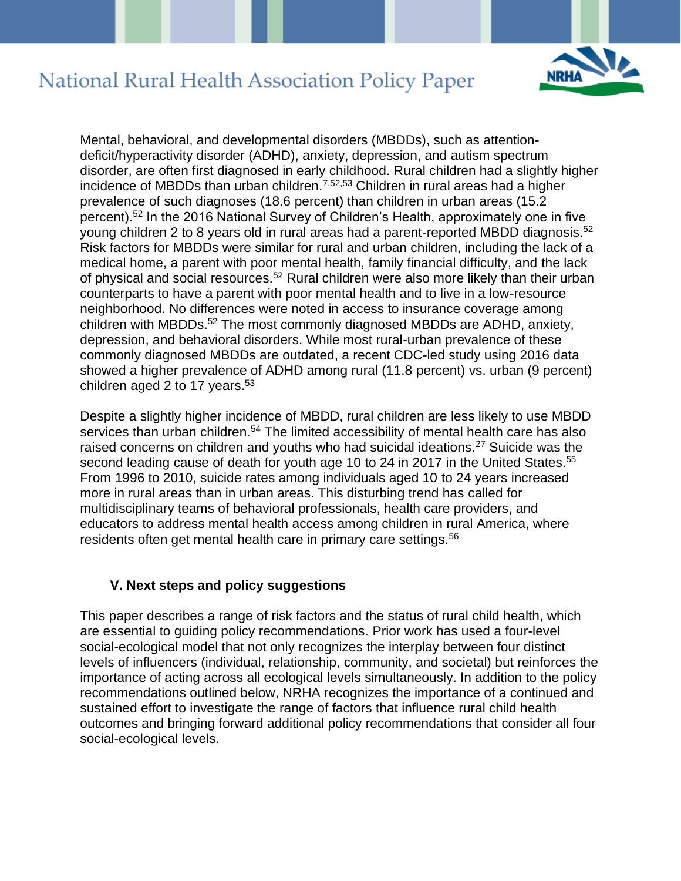Mental, behavioral, and developmental disorders (MBDDs), such as attention-deficit/hyperactivity disorder (ADHD), anxiety, depression, and autism spectrum disorder, are often first diagnosed in early childhood. Rural children had a slightly higher incidence of MBDDs than urban children.[7,52,53] Children in rural areas had a higher prevalence of such diagnoses (18.6 percent) than children in urban areas (15.2 percent).[52] In the 2016 National Survey of Children's Health, approximately one in five young children 2 to 8 years old in rural areas had a parent-reported MBDD diagnosis.[52] Risk factors for MBDDs were similar for rural and urban children, including the lack of a medical home, a parent with poor mental health, family financial difficulty, and the lack of physical and social resources.[52] Rural children were also more likely than their urban counterparts to have a parent with poor mental health and to live in a low-resource neighborhood. No differences were noted in access to insurance coverage among children with MBDDs.[52] The most commonly diagnosed MBDDs are ADHD, anxiety, depression, and behavioral disorders. While most rural-urban prevalence of these commonly diagnosed MBDDs are outdated, a recent CDC-led study using 2016 data showed a higher prevalence of ADHD among rural (11.8 percent) vs. urban (9 percent) children aged 2 to 17 years.[53]

Despite a slightly higher incidence of MBDD, rural children are less likely to use MBDD services than urban children.[54] The limited accessibility of mental health care has also raised concerns on children and youths who had suicidal ideations.[27] Suicide was the second leading cause of death for youth age 10 to 24 in 2017 in the United States.[55] From 1996 to 2010, suicide rates among individuals aged 10 to 24 years increased more in rural areas than in urban areas. This disturbing trend has called for multidisciplinary teams of behavioral professionals, health care providers, and educators to address mental health access among children in rural America, where residents often get mental health care in primary care settings.[56]

## V. Next steps and policy suggestions

This paper describes a range of risk factors and the status of rural child health, which are essential to guiding policy recommendations. Prior work has used a four-level social-ecological model that not only recognizes the interplay between four distinct levels of influencers (individual, relationship, community, and societal) but reinforces the importance of acting across all ecological levels simultaneously. In addition to the policy recommendations outlined below, NRHA recognizes the importance of a continued and sustained effort to investigate the range of factors that influence rural child health outcomes and bringing forward additional policy recommendations that consider all four social-ecological levels.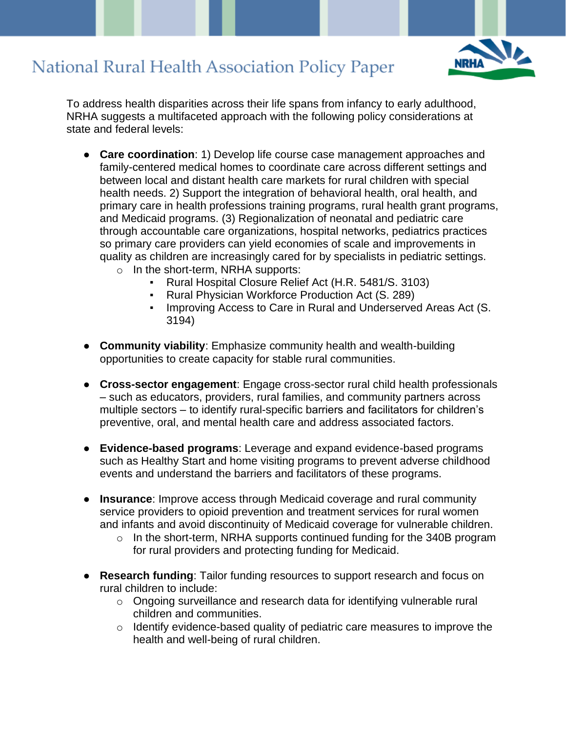To address health disparities across their life spans from infancy to early adulthood, NRHA suggests a multifaceted approach with the following policy considerations at state and federal levels:

- **Care coordination**: 1) Develop life course case management approaches and family-centered medical homes to coordinate care across different settings and between local and distant health care markets for rural children with special health needs. 2) Support the integration of behavioral health, oral health, and primary care in health professions training programs, rural health grant programs, and Medicaid programs. (3) Regionalization of neonatal and pediatric care through accountable care organizations, hospital networks, pediatrics practices so primary care providers can yield economies of scale and improvements in quality as children are increasingly cared for by specialists in pediatric settings.
    - In the short-term, NRHA supports:
        - Rural Hospital Closure Relief Act (H.R. 5481/S. 3103)
        - Rural Physician Workforce Production Act (S. 289)
        - Improving Access to Care in Rural and Underserved Areas Act (S. 3194)

- **Community viability**: Emphasize community health and wealth-building opportunities to create capacity for stable rural communities.

- **Cross-sector engagement**: Engage cross-sector rural child health professionals – such as educators, providers, rural families, and community partners across multiple sectors – to identify rural-specific barriers and facilitators for children's preventive, oral, and mental health care and address associated factors.

- **Evidence-based programs**: Leverage and expand evidence-based programs such as Healthy Start and home visiting programs to prevent adverse childhood events and understand the barriers and facilitators of these programs.

- **Insurance**: Improve access through Medicaid coverage and rural community service providers to opioid prevention and treatment services for rural women and infants and avoid discontinuity of Medicaid coverage for vulnerable children.
    - In the short-term, NRHA supports continued funding for the 340B program for rural providers and protecting funding for Medicaid.

- **Research funding**: Tailor funding resources to support research and focus on rural children to include:
    - Ongoing surveillance and research data for identifying vulnerable rural children and communities.
    - Identify evidence-based quality of pediatric care measures to improve the health and well-being of rural children.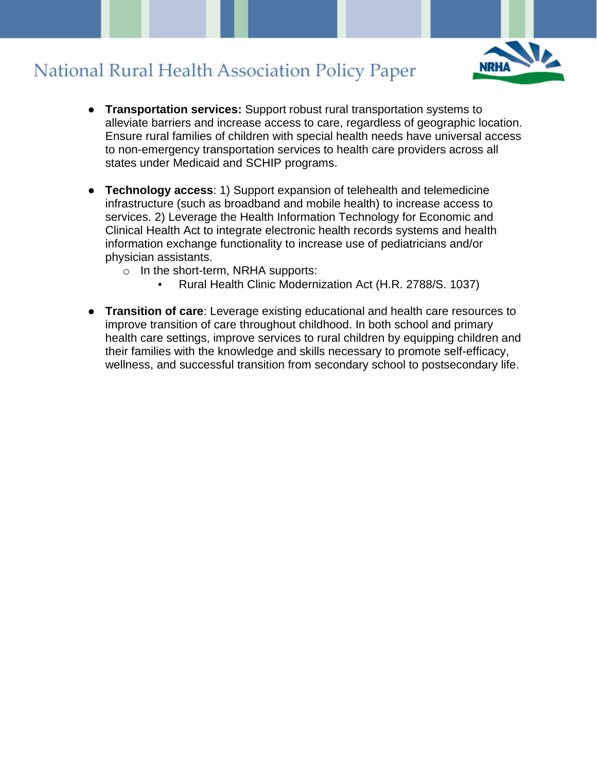- **Transportation services:** Support robust rural transportation systems to alleviate barriers and increase access to care, regardless of geographic location. Ensure rural families of children with special health needs have universal access to non-emergency transportation services to health care providers across all states under Medicaid and SCHIP programs.

- **Technology access**: 1) Support expansion of telehealth and telemedicine infrastructure (such as broadband and mobile health) to increase access to services. 2) Leverage the Health Information Technology for Economic and Clinical Health Act to integrate electronic health records systems and health information exchange functionality to increase use of pediatricians and/or physician assistants.
    - In the short-term, NRHA supports:
        - Rural Health Clinic Modernization Act (H.R. 2788/S. 1037)

- **Transition of care**: Leverage existing educational and health care resources to improve transition of care throughout childhood. In both school and primary health care settings, improve services to rural children by equipping children and their families with the knowledge and skills necessary to promote self-efficacy, wellness, and successful transition from secondary school to postsecondary life.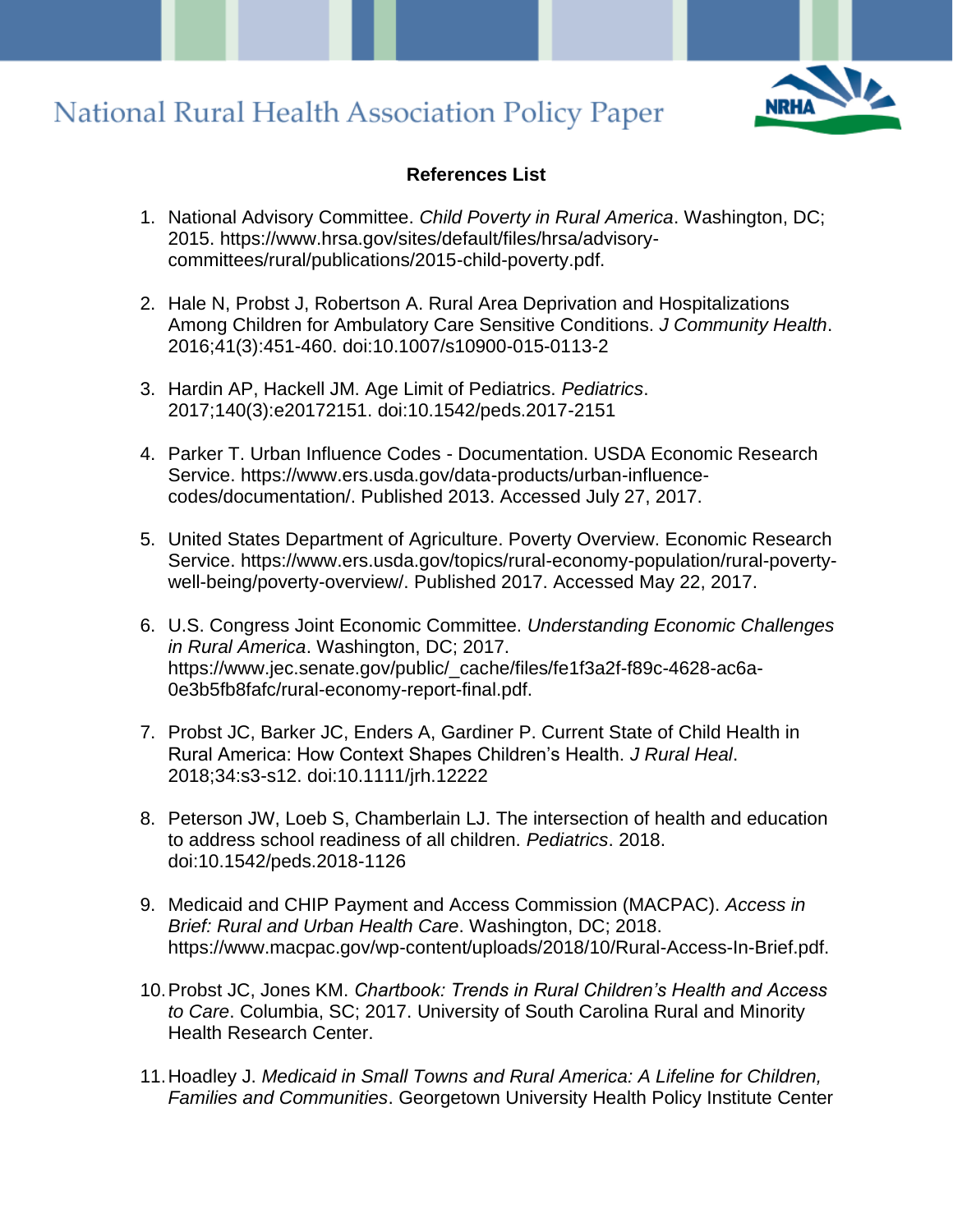## References List

1. National Advisory Committee. *Child Poverty in Rural America*. Washington, DC; 2015. https://www.hrsa.gov/sites/default/files/hrsa/advisory-committees/rural/publications/2015-child-poverty.pdf.

2. Hale N, Probst J, Robertson A. Rural Area Deprivation and Hospitalizations Among Children for Ambulatory Care Sensitive Conditions. *J Community Health*. 2016;41(3):451-460. doi:10.1007/s10900-015-0113-2

3. Hardin AP, Hackell JM. Age Limit of Pediatrics. *Pediatrics*. 2017;140(3):e20172151. doi:10.1542/peds.2017-2151

4. Parker T. Urban Influence Codes - Documentation. USDA Economic Research Service. https://www.ers.usda.gov/data-products/urban-influence-codes/documentation/. Published 2013. Accessed July 27, 2017.

5. United States Department of Agriculture. Poverty Overview. Economic Research Service. https://www.ers.usda.gov/topics/rural-economy-population/rural-poverty-well-being/poverty-overview/. Published 2017. Accessed May 22, 2017.

6. U.S. Congress Joint Economic Committee. *Understanding Economic Challenges in Rural America*. Washington, DC; 2017. https://www.jec.senate.gov/public/_cache/files/fe1f3a2f-f89c-4628-ac6a-0e3b5fb8fafc/rural-economy-report-final.pdf.

7. Probst JC, Barker JC, Enders A, Gardiner P. Current State of Child Health in Rural America: How Context Shapes Children's Health. *J Rural Heal*. 2018;34:s3-s12. doi:10.1111/jrh.12222

8. Peterson JW, Loeb S, Chamberlain LJ. The intersection of health and education to address school readiness of all children. *Pediatrics*. 2018. doi:10.1542/peds.2018-1126

9. Medicaid and CHIP Payment and Access Commission (MACPAC). *Access in Brief: Rural and Urban Health Care*. Washington, DC; 2018. https://www.macpac.gov/wp-content/uploads/2018/10/Rural-Access-In-Brief.pdf.

10. Probst JC, Jones KM. *Chartbook: Trends in Rural Children's Health and Access to Care*. Columbia, SC; 2017. University of South Carolina Rural and Minority Health Research Center.

11. Hoadley J. *Medicaid in Small Towns and Rural America: A Lifeline for Children, Families and Communities*. Georgetown University Health Policy Institute Center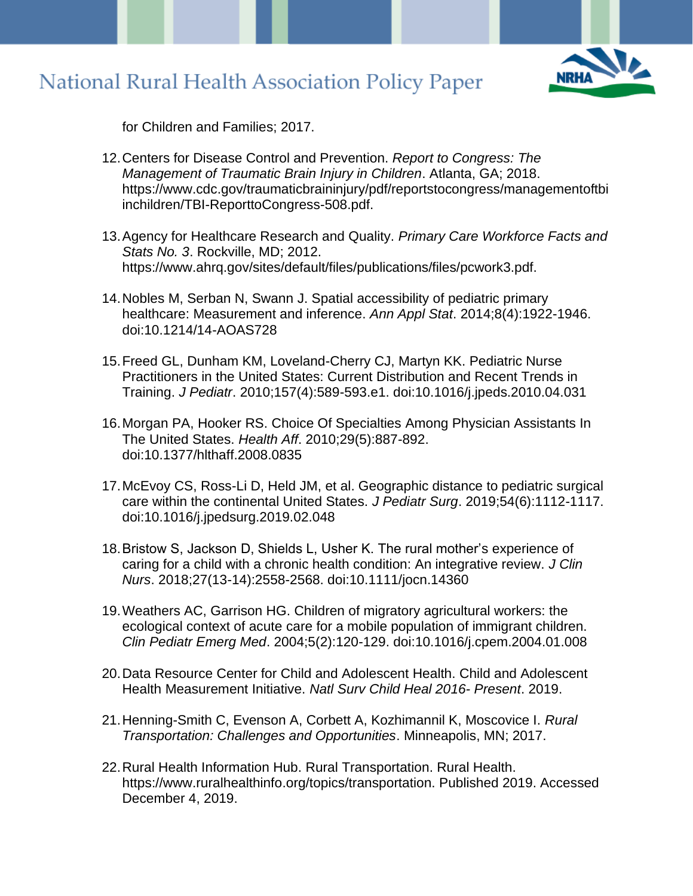for Children and Families; 2017.

12. Centers for Disease Control and Prevention. *Report to Congress: The Management of Traumatic Brain Injury in Children*. Atlanta, GA; 2018. https://www.cdc.gov/traumaticbraininjury/pdf/reportstocongress/managementoftbiinchildren/TBI-ReporttoCongress-508.pdf.

13. Agency for Healthcare Research and Quality. *Primary Care Workforce Facts and Stats No. 3*. Rockville, MD; 2012. https://www.ahrq.gov/sites/default/files/publications/files/pcwork3.pdf.

14. Nobles M, Serban N, Swann J. Spatial accessibility of pediatric primary healthcare: Measurement and inference. *Ann Appl Stat*. 2014;8(4):1922-1946. doi:10.1214/14-AOAS728

15. Freed GL, Dunham KM, Loveland-Cherry CJ, Martyn KK. Pediatric Nurse Practitioners in the United States: Current Distribution and Recent Trends in Training. *J Pediatr*. 2010;157(4):589-593.e1. doi:10.1016/j.jpeds.2010.04.031

16. Morgan PA, Hooker RS. Choice Of Specialties Among Physician Assistants In The United States. *Health Aff*. 2010;29(5):887-892. doi:10.1377/hlthaff.2008.0835

17. McEvoy CS, Ross-Li D, Held JM, et al. Geographic distance to pediatric surgical care within the continental United States. *J Pediatr Surg*. 2019;54(6):1112-1117. doi:10.1016/j.jpedsurg.2019.02.048

18. Bristow S, Jackson D, Shields L, Usher K. The rural mother's experience of caring for a child with a chronic health condition: An integrative review. *J Clin Nurs*. 2018;27(13-14):2558-2568. doi:10.1111/jocn.14360

19. Weathers AC, Garrison HG. Children of migratory agricultural workers: the ecological context of acute care for a mobile population of immigrant children. *Clin Pediatr Emerg Med*. 2004;5(2):120-129. doi:10.1016/j.cpem.2004.01.008

20. Data Resource Center for Child and Adolescent Health. Child and Adolescent Health Measurement Initiative. *Natl Surv Child Heal 2016- Present*. 2019.

21. Henning-Smith C, Evenson A, Corbett A, Kozhimannil K, Moscovice I. *Rural Transportation: Challenges and Opportunities*. Minneapolis, MN; 2017.

22. Rural Health Information Hub. Rural Transportation. Rural Health. https://www.ruralhealthinfo.org/topics/transportation. Published 2019. Accessed December 4, 2019.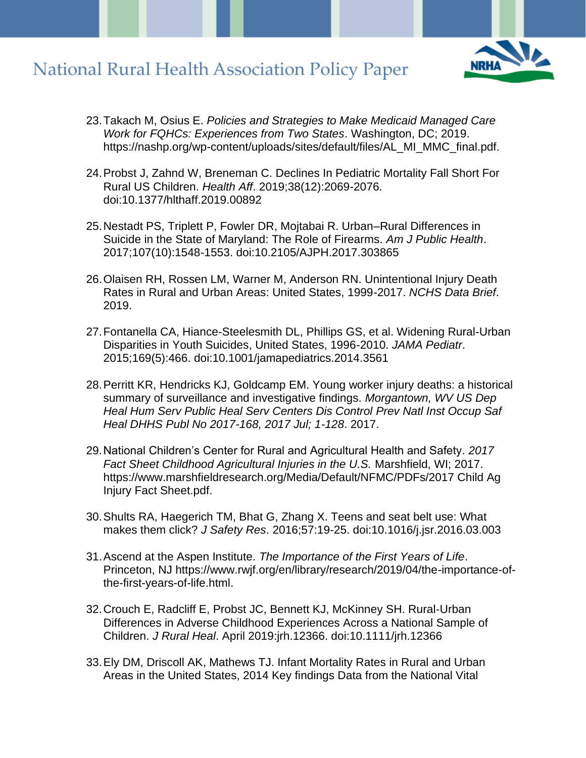23. Takach M, Osius E. *Policies and Strategies to Make Medicaid Managed Care Work for FQHCs: Experiences from Two States*. Washington, DC; 2019. https://nashp.org/wp-content/uploads/sites/default/files/AL_MI_MMC_final.pdf.

24. Probst J, Zahnd W, Breneman C. Declines In Pediatric Mortality Fall Short For Rural US Children. *Health Aff*. 2019;38(12):2069-2076. doi:10.1377/hlthaff.2019.00892

25. Nestadt PS, Triplett P, Fowler DR, Mojtabai R. Urban–Rural Differences in Suicide in the State of Maryland: The Role of Firearms. *Am J Public Health*. 2017;107(10):1548-1553. doi:10.2105/AJPH.2017.303865

26. Olaisen RH, Rossen LM, Warner M, Anderson RN. Unintentional Injury Death Rates in Rural and Urban Areas: United States, 1999-2017. *NCHS Data Brief*. 2019.

27. Fontanella CA, Hiance-Steelesmith DL, Phillips GS, et al. Widening Rural-Urban Disparities in Youth Suicides, United States, 1996-2010. *JAMA Pediatr*. 2015;169(5):466. doi:10.1001/jamapediatrics.2014.3561

28. Perritt KR, Hendricks KJ, Goldcamp EM. Young worker injury deaths: a historical summary of surveillance and investigative findings. *Morgantown, WV US Dep Heal Hum Serv Public Heal Serv Centers Dis Control Prev Natl Inst Occup Saf Heal DHHS Publ No 2017-168, 2017 Jul; 1-128*. 2017.

29. National Children's Center for Rural and Agricultural Health and Safety. *2017 Fact Sheet Childhood Agricultural Injuries in the U.S.* Marshfield, WI; 2017. https://www.marshfieldresearch.org/Media/Default/NFMC/PDFs/2017 Child Ag Injury Fact Sheet.pdf.

30. Shults RA, Haegerich TM, Bhat G, Zhang X. Teens and seat belt use: What makes them click? *J Safety Res*. 2016;57:19-25. doi:10.1016/j.jsr.2016.03.003

31. Ascend at the Aspen Institute. *The Importance of the First Years of Life*. Princeton, NJ https://www.rwjf.org/en/library/research/2019/04/the-importance-of-the-first-years-of-life.html.

32. Crouch E, Radcliff E, Probst JC, Bennett KJ, McKinney SH. Rural-Urban Differences in Adverse Childhood Experiences Across a National Sample of Children. *J Rural Heal*. April 2019:jrh.12366. doi:10.1111/jrh.12366

33. Ely DM, Driscoll AK, Mathews TJ. Infant Mortality Rates in Rural and Urban Areas in the United States, 2014 Key findings Data from the National Vital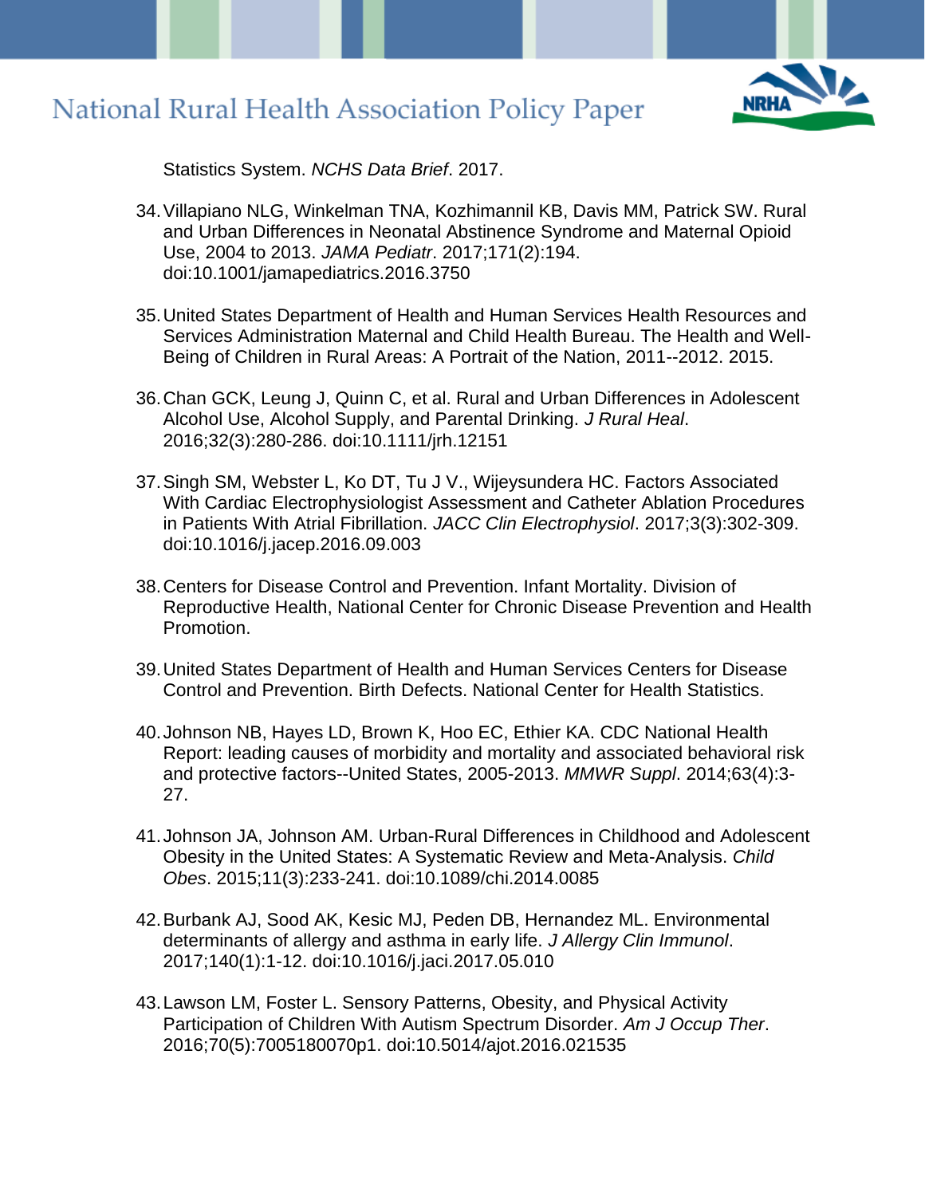Statistics System. *NCHS Data Brief*. 2017.

34. Villapiano NLG, Winkelman TNA, Kozhimannil KB, Davis MM, Patrick SW. Rural and Urban Differences in Neonatal Abstinence Syndrome and Maternal Opioid Use, 2004 to 2013. *JAMA Pediatr*. 2017;171(2):194. doi:10.1001/jamapediatrics.2016.3750

35. United States Department of Health and Human Services Health Resources and Services Administration Maternal and Child Health Bureau. The Health and Well-Being of Children in Rural Areas: A Portrait of the Nation, 2011--2012. 2015.

36. Chan GCK, Leung J, Quinn C, et al. Rural and Urban Differences in Adolescent Alcohol Use, Alcohol Supply, and Parental Drinking. *J Rural Heal*. 2016;32(3):280-286. doi:10.1111/jrh.12151

37. Singh SM, Webster L, Ko DT, Tu J V., Wijeysundera HC. Factors Associated With Cardiac Electrophysiologist Assessment and Catheter Ablation Procedures in Patients With Atrial Fibrillation. *JACC Clin Electrophysiol*. 2017;3(3):302-309. doi:10.1016/j.jacep.2016.09.003

38. Centers for Disease Control and Prevention. Infant Mortality. Division of Reproductive Health, National Center for Chronic Disease Prevention and Health Promotion.

39. United States Department of Health and Human Services Centers for Disease Control and Prevention. Birth Defects. National Center for Health Statistics.

40. Johnson NB, Hayes LD, Brown K, Hoo EC, Ethier KA. CDC National Health Report: leading causes of morbidity and mortality and associated behavioral risk and protective factors--United States, 2005-2013. *MMWR Suppl*. 2014;63(4):3-27.

41. Johnson JA, Johnson AM. Urban-Rural Differences in Childhood and Adolescent Obesity in the United States: A Systematic Review and Meta-Analysis. *Child Obes*. 2015;11(3):233-241. doi:10.1089/chi.2014.0085

42. Burbank AJ, Sood AK, Kesic MJ, Peden DB, Hernandez ML. Environmental determinants of allergy and asthma in early life. *J Allergy Clin Immunol*. 2017;140(1):1-12. doi:10.1016/j.jaci.2017.05.010

43. Lawson LM, Foster L. Sensory Patterns, Obesity, and Physical Activity Participation of Children With Autism Spectrum Disorder. *Am J Occup Ther*. 2016;70(5):7005180070p1. doi:10.5014/ajot.2016.021535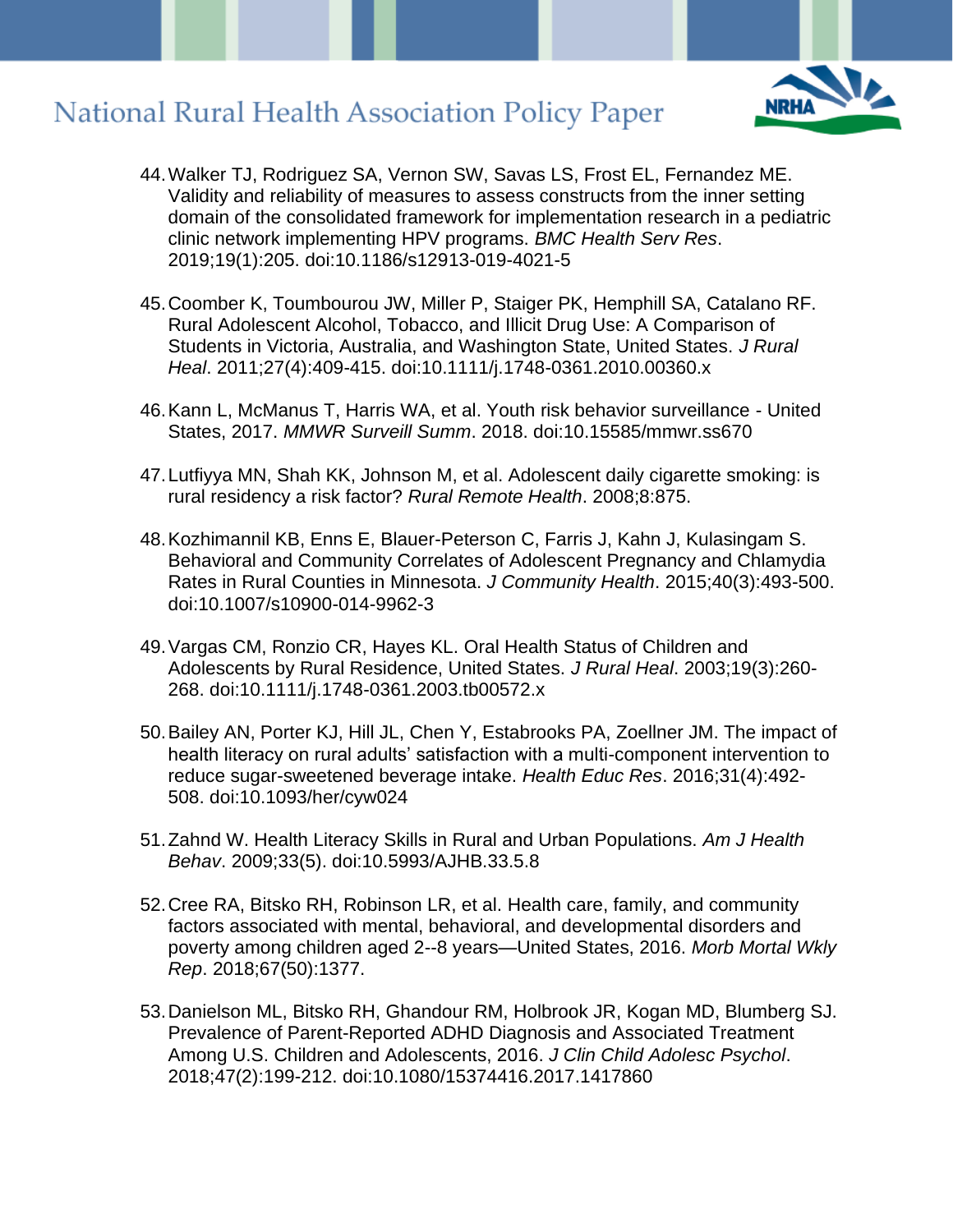44. Walker TJ, Rodriguez SA, Vernon SW, Savas LS, Frost EL, Fernandez ME. Validity and reliability of measures to assess constructs from the inner setting domain of the consolidated framework for implementation research in a pediatric clinic network implementing HPV programs. *BMC Health Serv Res*. 2019;19(1):205. doi:10.1186/s12913-019-4021-5

45. Coomber K, Toumbourou JW, Miller P, Staiger PK, Hemphill SA, Catalano RF. Rural Adolescent Alcohol, Tobacco, and Illicit Drug Use: A Comparison of Students in Victoria, Australia, and Washington State, United States. *J Rural Heal*. 2011;27(4):409-415. doi:10.1111/j.1748-0361.2010.00360.x

46. Kann L, McManus T, Harris WA, et al. Youth risk behavior surveillance - United States, 2017. *MMWR Surveill Summ*. 2018. doi:10.15585/mmwr.ss670

47. Lutfiyya MN, Shah KK, Johnson M, et al. Adolescent daily cigarette smoking: is rural residency a risk factor? *Rural Remote Health*. 2008;8:875.

48. Kozhimannil KB, Enns E, Blauer-Peterson C, Farris J, Kahn J, Kulasingam S. Behavioral and Community Correlates of Adolescent Pregnancy and Chlamydia Rates in Rural Counties in Minnesota. *J Community Health*. 2015;40(3):493-500. doi:10.1007/s10900-014-9962-3

49. Vargas CM, Ronzio CR, Hayes KL. Oral Health Status of Children and Adolescents by Rural Residence, United States. *J Rural Heal*. 2003;19(3):260-268. doi:10.1111/j.1748-0361.2003.tb00572.x

50. Bailey AN, Porter KJ, Hill JL, Chen Y, Estabrooks PA, Zoellner JM. The impact of health literacy on rural adults' satisfaction with a multi-component intervention to reduce sugar-sweetened beverage intake. *Health Educ Res*. 2016;31(4):492-508. doi:10.1093/her/cyw024

51. Zahnd W. Health Literacy Skills in Rural and Urban Populations. *Am J Health Behav*. 2009;33(5). doi:10.5993/AJHB.33.5.8

52. Cree RA, Bitsko RH, Robinson LR, et al. Health care, family, and community factors associated with mental, behavioral, and developmental disorders and poverty among children aged 2--8 years—United States, 2016. *Morb Mortal Wkly Rep*. 2018;67(50):1377.

53. Danielson ML, Bitsko RH, Ghandour RM, Holbrook JR, Kogan MD, Blumberg SJ. Prevalence of Parent-Reported ADHD Diagnosis and Associated Treatment Among U.S. Children and Adolescents, 2016. *J Clin Child Adolesc Psychol*. 2018;47(2):199-212. doi:10.1080/15374416.2017.1417860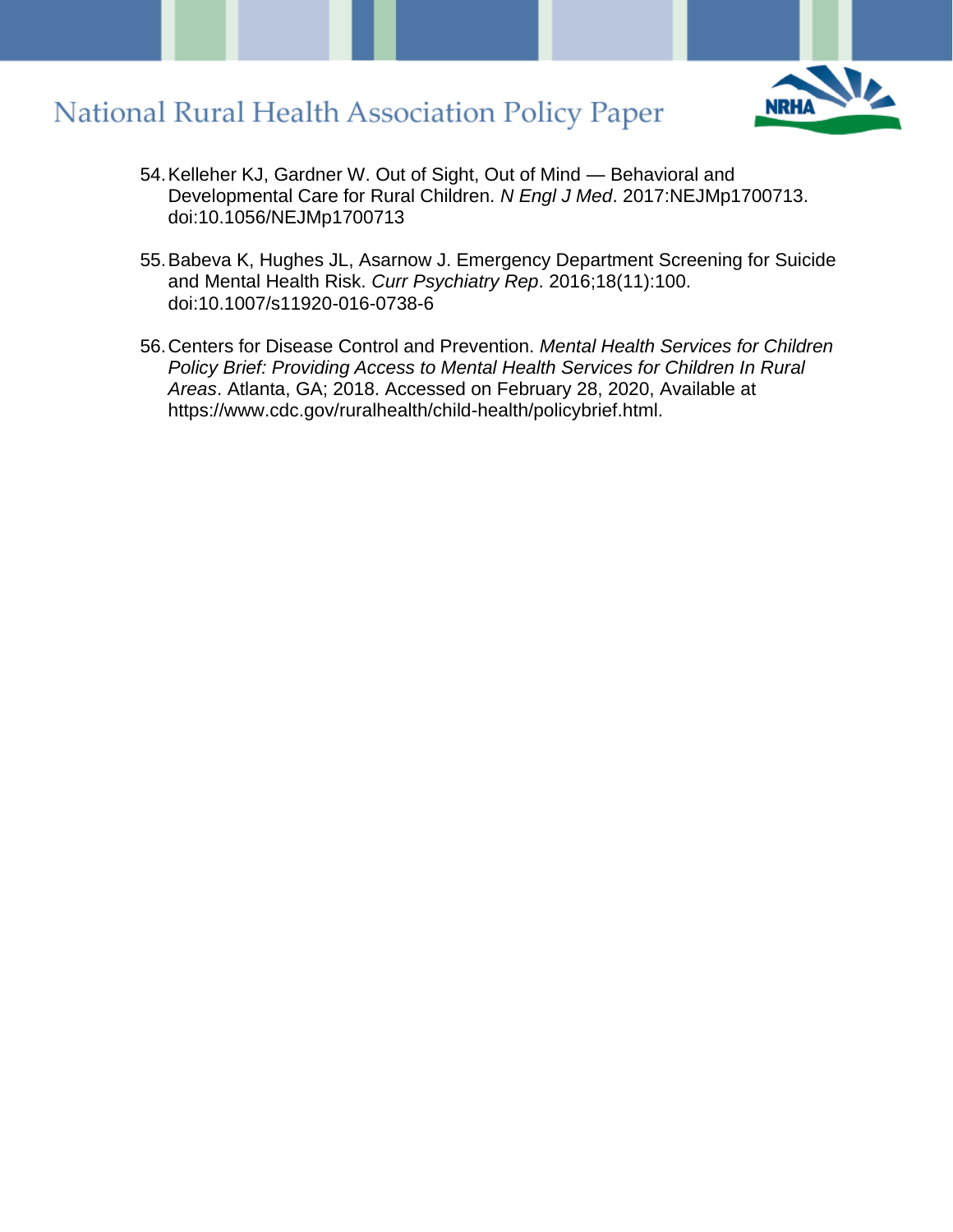54. Kelleher KJ, Gardner W. Out of Sight, Out of Mind — Behavioral and Developmental Care for Rural Children. *N Engl J Med*. 2017:NEJMp1700713. doi:10.1056/NEJMp1700713

55. Babeva K, Hughes JL, Asarnow J. Emergency Department Screening for Suicide and Mental Health Risk. *Curr Psychiatry Rep*. 2016;18(11):100. doi:10.1007/s11920-016-0738-6

56. Centers for Disease Control and Prevention. *Mental Health Services for Children Policy Brief: Providing Access to Mental Health Services for Children In Rural Areas*. Atlanta, GA; 2018. Accessed on February 28, 2020, Available at https://www.cdc.gov/ruralhealth/child-health/policybrief.html.